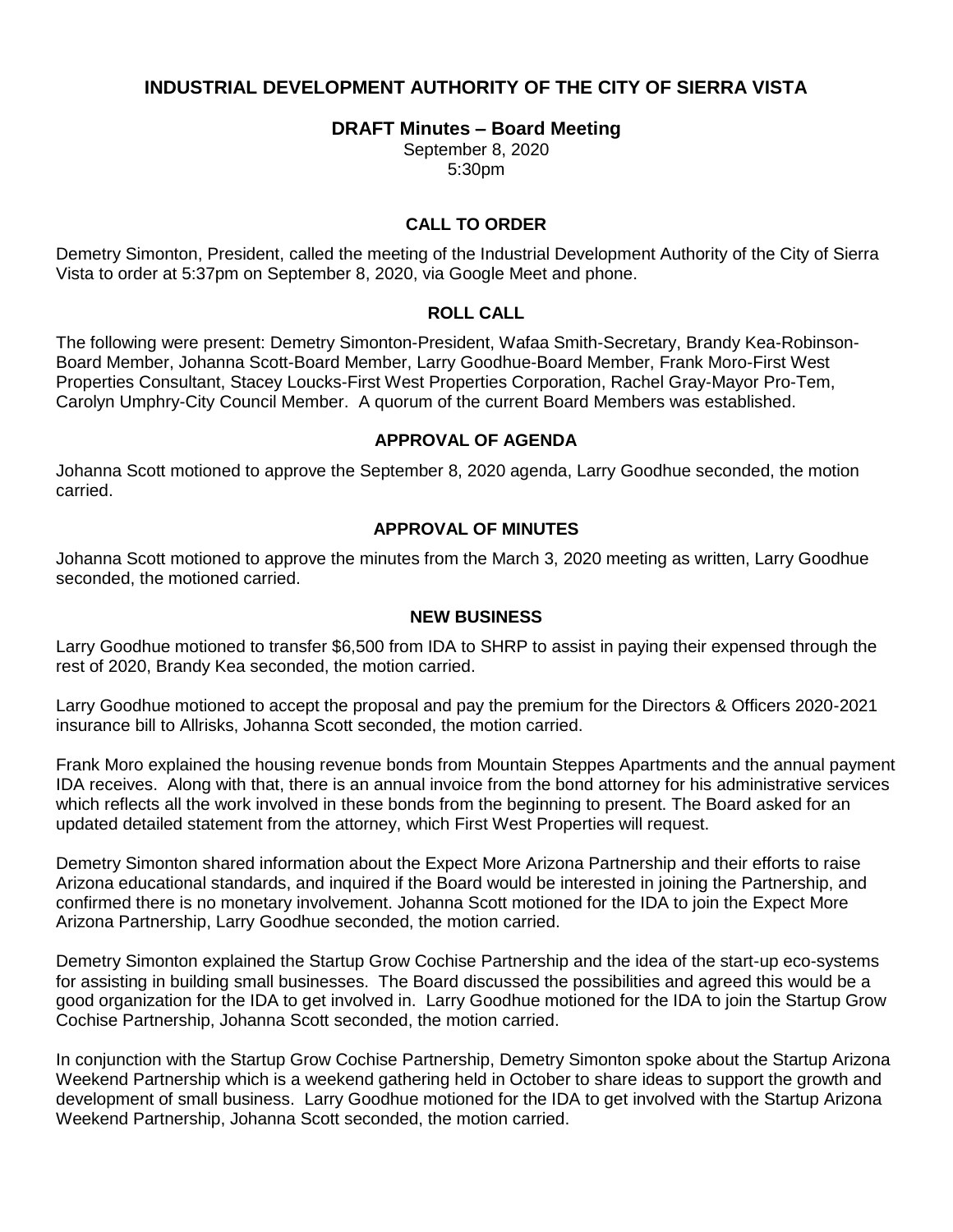# INDUSTRIAL DEVELOPMENT AUTHORITY OF THE CITY OF SIERRA VISTA

## DRAFT Minutes – Board Meeting

September 8, 2020
5:30pm

### CALL TO ORDER

Demetry Simonton, President, called the meeting of the Industrial Development Authority of the City of Sierra Vista to order at 5:37pm on September 8, 2020, via Google Meet and phone.

### ROLL CALL

The following were present: Demetry Simonton-President, Wafaa Smith-Secretary, Brandy Kea-Robinson-Board Member, Johanna Scott-Board Member, Larry Goodhue-Board Member, Frank Moro-First West Properties Consultant, Stacey Loucks-First West Properties Corporation, Rachel Gray-Mayor Pro-Tem, Carolyn Umphry-City Council Member. A quorum of the current Board Members was established.

### APPROVAL OF AGENDA

Johanna Scott motioned to approve the September 8, 2020 agenda, Larry Goodhue seconded, the motion carried.

### APPROVAL OF MINUTES

Johanna Scott motioned to approve the minutes from the March 3, 2020 meeting as written, Larry Goodhue seconded, the motioned carried.

### NEW BUSINESS

Larry Goodhue motioned to transfer $6,500 from IDA to SHRP to assist in paying their expensed through the rest of 2020, Brandy Kea seconded, the motion carried.

Larry Goodhue motioned to accept the proposal and pay the premium for the Directors & Officers 2020-2021 insurance bill to Allrisks, Johanna Scott seconded, the motion carried.

Frank Moro explained the housing revenue bonds from Mountain Steppes Apartments and the annual payment IDA receives. Along with that, there is an annual invoice from the bond attorney for his administrative services which reflects all the work involved in these bonds from the beginning to present. The Board asked for an updated detailed statement from the attorney, which First West Properties will request.

Demetry Simonton shared information about the Expect More Arizona Partnership and their efforts to raise Arizona educational standards, and inquired if the Board would be interested in joining the Partnership, and confirmed there is no monetary involvement. Johanna Scott motioned for the IDA to join the Expect More Arizona Partnership, Larry Goodhue seconded, the motion carried.

Demetry Simonton explained the Startup Grow Cochise Partnership and the idea of the start-up eco-systems for assisting in building small businesses. The Board discussed the possibilities and agreed this would be a good organization for the IDA to get involved in. Larry Goodhue motioned for the IDA to join the Startup Grow Cochise Partnership, Johanna Scott seconded, the motion carried.

In conjunction with the Startup Grow Cochise Partnership, Demetry Simonton spoke about the Startup Arizona Weekend Partnership which is a weekend gathering held in October to share ideas to support the growth and development of small business. Larry Goodhue motioned for the IDA to get involved with the Startup Arizona Weekend Partnership, Johanna Scott seconded, the motion carried.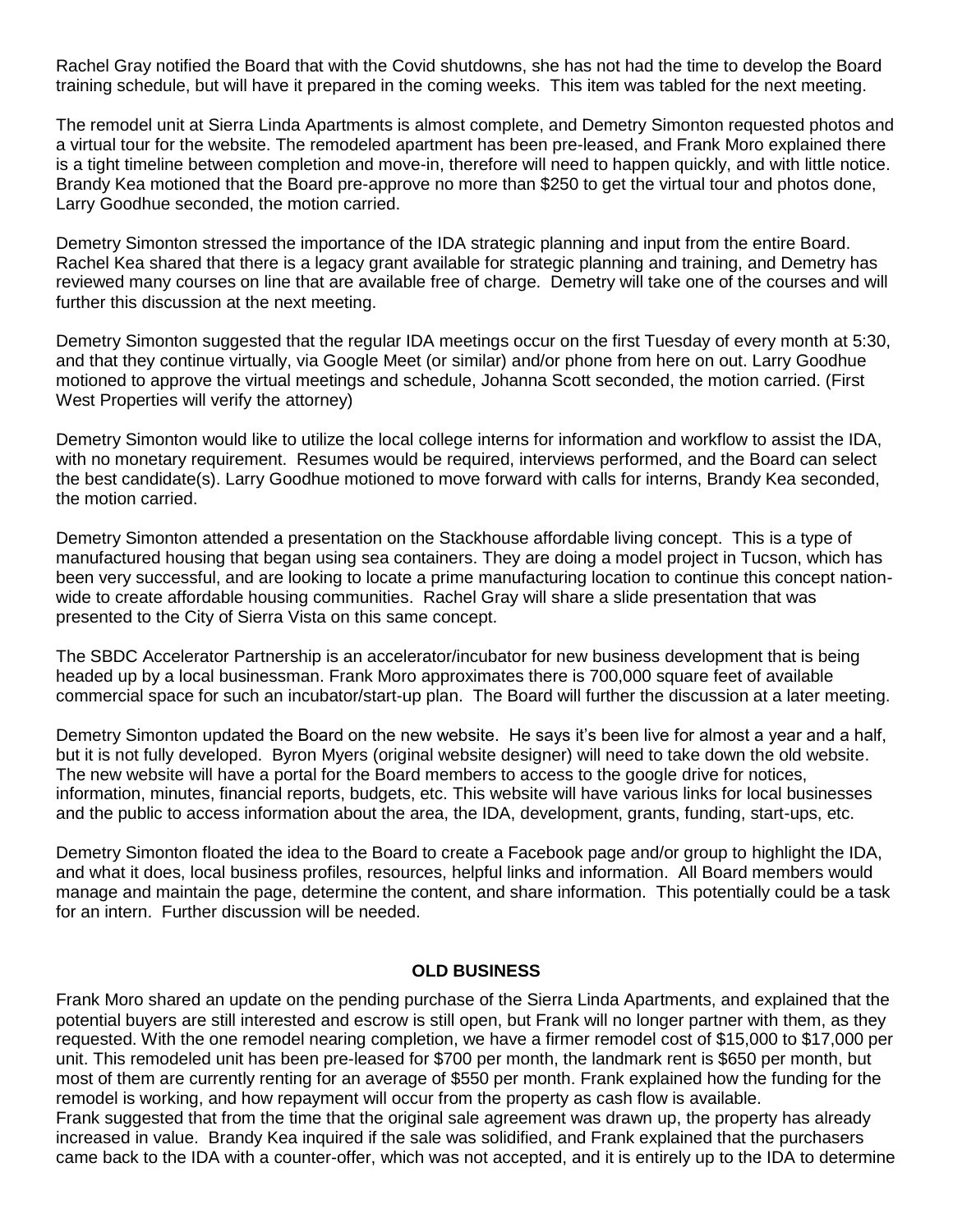Rachel Gray notified the Board that with the Covid shutdowns, she has not had the time to develop the Board training schedule, but will have it prepared in the coming weeks. This item was tabled for the next meeting.

The remodel unit at Sierra Linda Apartments is almost complete, and Demetry Simonton requested photos and a virtual tour for the website. The remodeled apartment has been pre-leased, and Frank Moro explained there is a tight timeline between completion and move-in, therefore will need to happen quickly, and with little notice. Brandy Kea motioned that the Board pre-approve no more than $250 to get the virtual tour and photos done, Larry Goodhue seconded, the motion carried.

Demetry Simonton stressed the importance of the IDA strategic planning and input from the entire Board. Rachel Kea shared that there is a legacy grant available for strategic planning and training, and Demetry has reviewed many courses on line that are available free of charge. Demetry will take one of the courses and will further this discussion at the next meeting.

Demetry Simonton suggested that the regular IDA meetings occur on the first Tuesday of every month at 5:30, and that they continue virtually, via Google Meet (or similar) and/or phone from here on out. Larry Goodhue motioned to approve the virtual meetings and schedule, Johanna Scott seconded, the motion carried. (First West Properties will verify the attorney)

Demetry Simonton would like to utilize the local college interns for information and workflow to assist the IDA, with no monetary requirement. Resumes would be required, interviews performed, and the Board can select the best candidate(s). Larry Goodhue motioned to move forward with calls for interns, Brandy Kea seconded, the motion carried.

Demetry Simonton attended a presentation on the Stackhouse affordable living concept. This is a type of manufactured housing that began using sea containers. They are doing a model project in Tucson, which has been very successful, and are looking to locate a prime manufacturing location to continue this concept nation-wide to create affordable housing communities. Rachel Gray will share a slide presentation that was presented to the City of Sierra Vista on this same concept.

The SBDC Accelerator Partnership is an accelerator/incubator for new business development that is being headed up by a local businessman. Frank Moro approximates there is 700,000 square feet of available commercial space for such an incubator/start-up plan. The Board will further the discussion at a later meeting.

Demetry Simonton updated the Board on the new website. He says it's been live for almost a year and a half, but it is not fully developed. Byron Myers (original website designer) will need to take down the old website. The new website will have a portal for the Board members to access to the google drive for notices, information, minutes, financial reports, budgets, etc. This website will have various links for local businesses and the public to access information about the area, the IDA, development, grants, funding, start-ups, etc.

Demetry Simonton floated the idea to the Board to create a Facebook page and/or group to highlight the IDA, and what it does, local business profiles, resources, helpful links and information. All Board members would manage and maintain the page, determine the content, and share information. This potentially could be a task for an intern. Further discussion will be needed.

**OLD BUSINESS**

Frank Moro shared an update on the pending purchase of the Sierra Linda Apartments, and explained that the potential buyers are still interested and escrow is still open, but Frank will no longer partner with them, as they requested. With the one remodel nearing completion, we have a firmer remodel cost of $15,000 to $17,000 per unit. This remodeled unit has been pre-leased for $700 per month, the landmark rent is $650 per month, but most of them are currently renting for an average of $550 per month. Frank explained how the funding for the remodel is working, and how repayment will occur from the property as cash flow is available.
Frank suggested that from the time that the original sale agreement was drawn up, the property has already increased in value. Brandy Kea inquired if the sale was solidified, and Frank explained that the purchasers came back to the IDA with a counter-offer, which was not accepted, and it is entirely up to the IDA to determine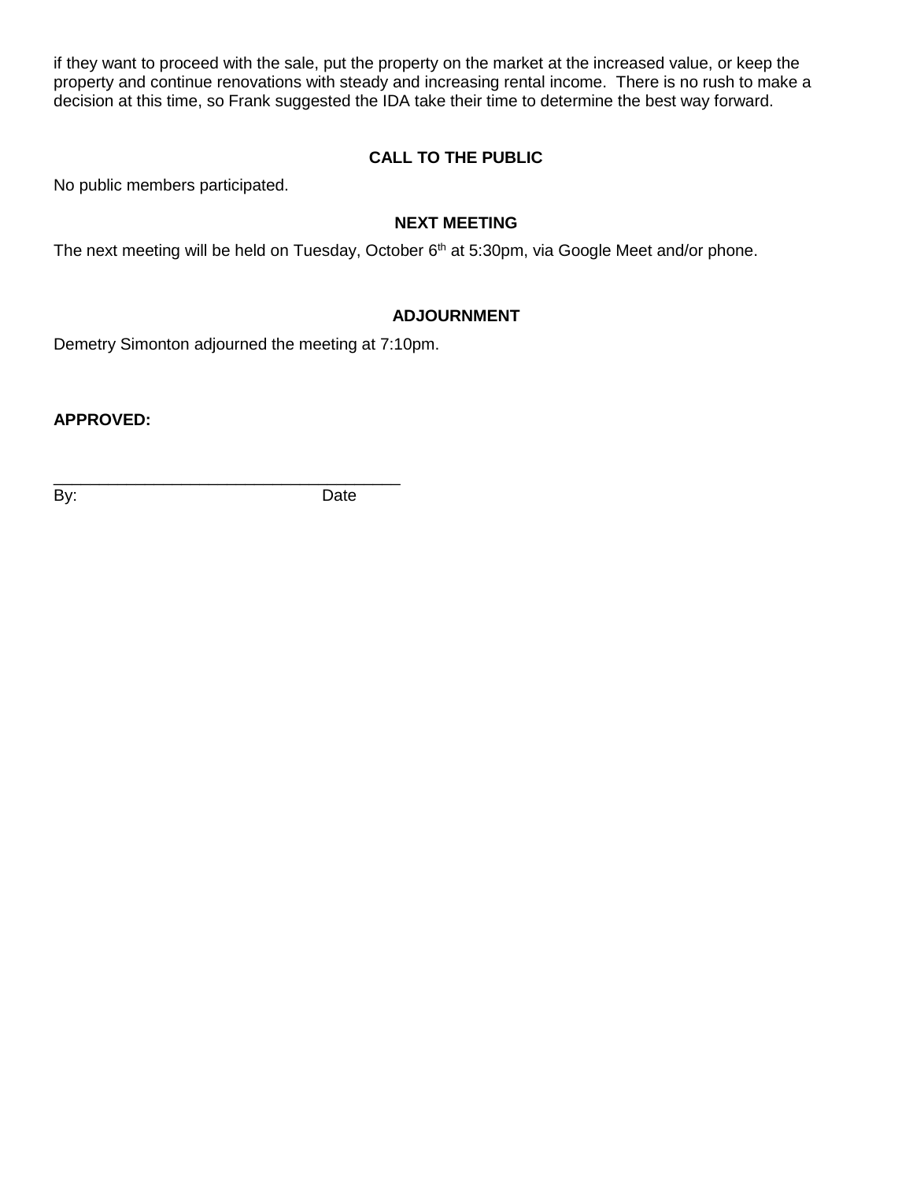if they want to proceed with the sale, put the property on the market at the increased value, or keep the property and continue renovations with steady and increasing rental income. There is no rush to make a decision at this time, so Frank suggested the IDA take their time to determine the best way forward.

## CALL TO THE PUBLIC

No public members participated.

## NEXT MEETING

The next meeting will be held on Tuesday, October 6th at 5:30pm, via Google Meet and/or phone.

## ADJOURNMENT

Demetry Simonton adjourned the meeting at 7:10pm.

**APPROVED:**

_______________________________________

By: Date